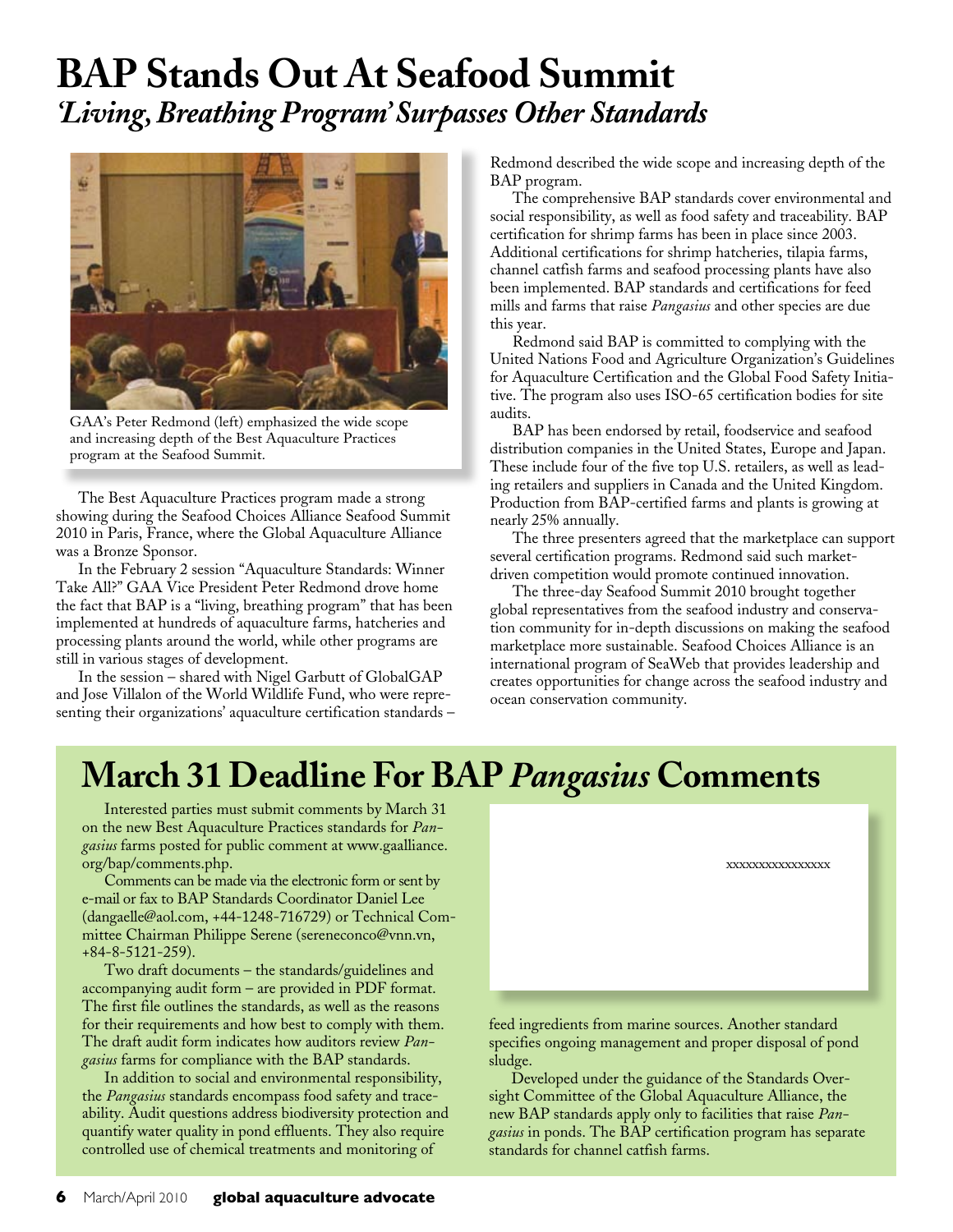# BAP Stands Out At Seafood Summit

## *'Living, Breathing Program' Surpasses Other Standards*

GAA's Peter Redmond (left) emphasized the wide scope and increasing depth of the Best Aquaculture Practices program at the Seafood Summit.

The Best Aquaculture Practices program made a strong showing during the Seafood Choices Alliance Seafood Summit 2010 in Paris, France, where the Global Aquaculture Alliance was a Bronze Sponsor.

In the February 2 session "Aquaculture Standards: Winner Take All?" GAA Vice President Peter Redmond drove home the fact that BAP is a "living, breathing program" that has been implemented at hundreds of aquaculture farms, hatcheries and processing plants around the world, while other programs are still in various stages of development.

In the session – shared with Nigel Garbutt of GlobalGAP and Jose Villalon of the World Wildlife Fund, who were representing their organizations' aquaculture certification standards – Redmond described the wide scope and increasing depth of the BAP program.

The comprehensive BAP standards cover environmental and social responsibility, as well as food safety and traceability. BAP certification for shrimp farms has been in place since 2003. Additional certifications for shrimp hatcheries, tilapia farms, channel catfish farms and seafood processing plants have also been implemented. BAP standards and certifications for feed mills and farms that raise *Pangasius* and other species are due this year.

Redmond said BAP is committed to complying with the United Nations Food and Agriculture Organization's Guidelines for Aquaculture Certification and the Global Food Safety Initiative. The program also uses ISO-65 certification bodies for site audits.

BAP has been endorsed by retail, foodservice and seafood distribution companies in the United States, Europe and Japan. These include four of the five top U.S. retailers, as well as leading retailers and suppliers in Canada and the United Kingdom. Production from BAP-certified farms and plants is growing at nearly 25% annually.

The three presenters agreed that the marketplace can support several certification programs. Redmond said such market-driven competition would promote continued innovation.

The three-day Seafood Summit 2010 brought together global representatives from the seafood industry and conservation community for in-depth discussions on making the seafood marketplace more sustainable. Seafood Choices Alliance is an international program of SeaWeb that provides leadership and creates opportunities for change across the seafood industry and ocean conservation community.

# March 31 Deadline For BAP *Pangasius* Comments

Interested parties must submit comments by March 31 on the new Best Aquaculture Practices standards for *Pangasius* farms posted for public comment at www.gaalliance.org/bap/comments.php.

Comments can be made via the electronic form or sent by e-mail or fax to BAP Standards Coordinator Daniel Lee (dangaelle@aol.com, +44-1248-716729) or Technical Committee Chairman Philippe Serene (sereneconco@vnn.vn, +84-8-5121-259).

Two draft documents – the standards/guidelines and accompanying audit form – are provided in PDF format. The first file outlines the standards, as well as the reasons for their requirements and how best to comply with them. The draft audit form indicates how auditors review *Pangasius* farms for compliance with the BAP standards.

In addition to social and environmental responsibility, the *Pangasius* standards encompass food safety and traceability. Audit questions address biodiversity protection and quantify water quality in pond effluents. They also require controlled use of chemical treatments and monitoring of feed ingredients from marine sources. Another standard specifies ongoing management and proper disposal of pond sludge.

xxxxxxxxxxxxxxxx

Developed under the guidance of the Standards Oversight Committee of the Global Aquaculture Alliance, the new BAP standards apply only to facilities that raise *Pangasius* in ponds. The BAP certification program has separate standards for channel catfish farms.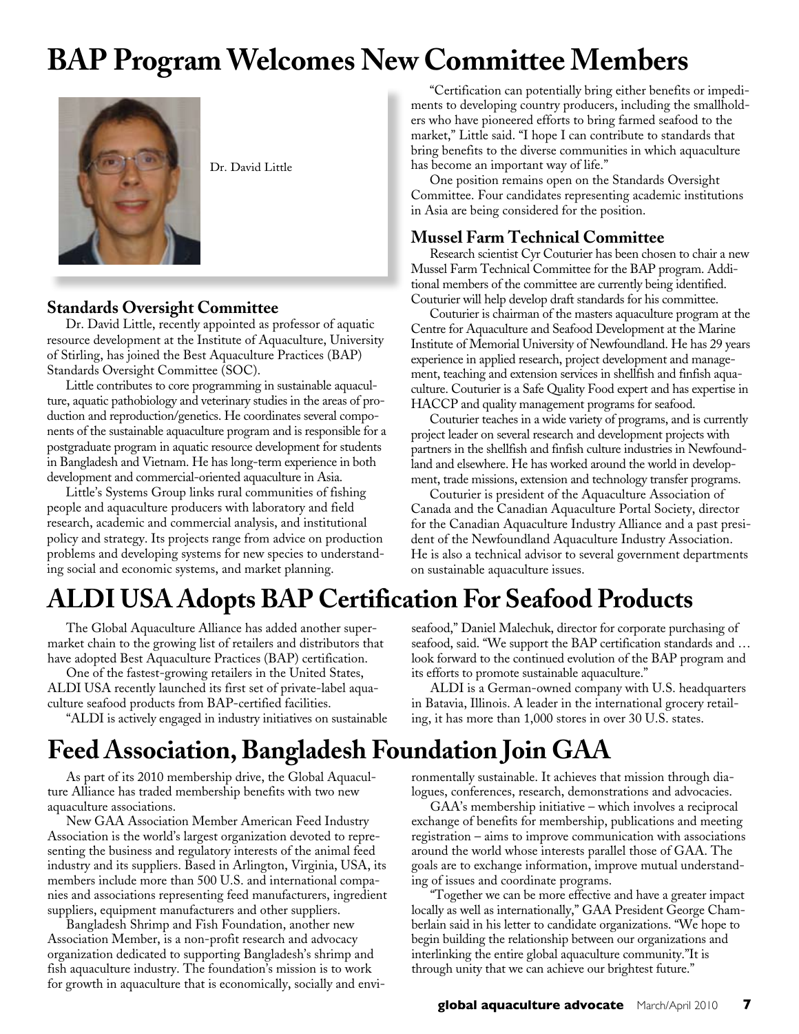# BAP Program Welcomes New Committee Members

Dr. David Little

### Standards Oversight Committee

Dr. David Little, recently appointed as professor of aquatic resource development at the Institute of Aquaculture, University of Stirling, has joined the Best Aquaculture Practices (BAP) Standards Oversight Committee (SOC).

Little contributes to core programming in sustainable aquaculture, aquatic pathobiology and veterinary studies in the areas of production and reproduction/genetics. He coordinates several components of the sustainable aquaculture program and is responsible for a postgraduate program in aquatic resource development for students in Bangladesh and Vietnam. He has long-term experience in both development and commercial-oriented aquaculture in Asia.

Little's Systems Group links rural communities of fishing people and aquaculture producers with laboratory and field research, academic and commercial analysis, and institutional policy and strategy. Its projects range from advice on production problems and developing systems for new species to understanding social and economic systems, and market planning.

"Certification can potentially bring either benefits or impediments to developing country producers, including the smallholders who have pioneered efforts to bring farmed seafood to the market," Little said. "I hope I can contribute to standards that bring benefits to the diverse communities in which aquaculture has become an important way of life."

One position remains open on the Standards Oversight Committee. Four candidates representing academic institutions in Asia are being considered for the position.

### Mussel Farm Technical Committee

Research scientist Cyr Couturier has been chosen to chair a new Mussel Farm Technical Committee for the BAP program. Additional members of the committee are currently being identified. Couturier will help develop draft standards for his committee.

Couturier is chairman of the masters aquaculture program at the Centre for Aquaculture and Seafood Development at the Marine Institute of Memorial University of Newfoundland. He has 29 years experience in applied research, project development and management, teaching and extension services in shellfish and finfish aquaculture. Couturier is a Safe Quality Food expert and has expertise in HACCP and quality management programs for seafood.

Couturier teaches in a wide variety of programs, and is currently project leader on several research and development projects with partners in the shellfish and finfish culture industries in Newfoundland and elsewhere. He has worked around the world in development, trade missions, extension and technology transfer programs.

Couturier is president of the Aquaculture Association of Canada and the Canadian Aquaculture Portal Society, director for the Canadian Aquaculture Industry Alliance and a past president of the Newfoundland Aquaculture Industry Association. He is also a technical advisor to several government departments on sustainable aquaculture issues.

# ALDI USA Adopts BAP Certification For Seafood Products

The Global Aquaculture Alliance has added another supermarket chain to the growing list of retailers and distributors that have adopted Best Aquaculture Practices (BAP) certification.

One of the fastest-growing retailers in the United States, ALDI USA recently launched its first set of private-label aquaculture seafood products from BAP-certified facilities.

"ALDI is actively engaged in industry initiatives on sustainable seafood," Daniel Malechuk, director for corporate purchasing of seafood, said. "We support the BAP certification standards and … look forward to the continued evolution of the BAP program and its efforts to promote sustainable aquaculture."

ALDI is a German-owned company with U.S. headquarters in Batavia, Illinois. A leader in the international grocery retailing, it has more than 1,000 stores in over 30 U.S. states.

# Feed Association, Bangladesh Foundation Join GAA

As part of its 2010 membership drive, the Global Aquaculture Alliance has traded membership benefits with two new aquaculture associations.

New GAA Association Member American Feed Industry Association is the world's largest organization devoted to representing the business and regulatory interests of the animal feed industry and its suppliers. Based in Arlington, Virginia, USA, its members include more than 500 U.S. and international companies and associations representing feed manufacturers, ingredient suppliers, equipment manufacturers and other suppliers.

Bangladesh Shrimp and Fish Foundation, another new Association Member, is a non-profit research and advocacy organization dedicated to supporting Bangladesh's shrimp and fish aquaculture industry. The foundation's mission is to work for growth in aquaculture that is economically, socially and environmentally sustainable. It achieves that mission through dialogues, conferences, research, demonstrations and advocacies.

GAA's membership initiative – which involves a reciprocal exchange of benefits for membership, publications and meeting registration – aims to improve communication with associations around the world whose interests parallel those of GAA. The goals are to exchange information, improve mutual understanding of issues and coordinate programs.

"Together we can be more effective and have a greater impact locally as well as internationally," GAA President George Chamberlain said in his letter to candidate organizations. "We hope to begin building the relationship between our organizations and interlinking the entire global aquaculture community."It is through unity that we can achieve our brightest future."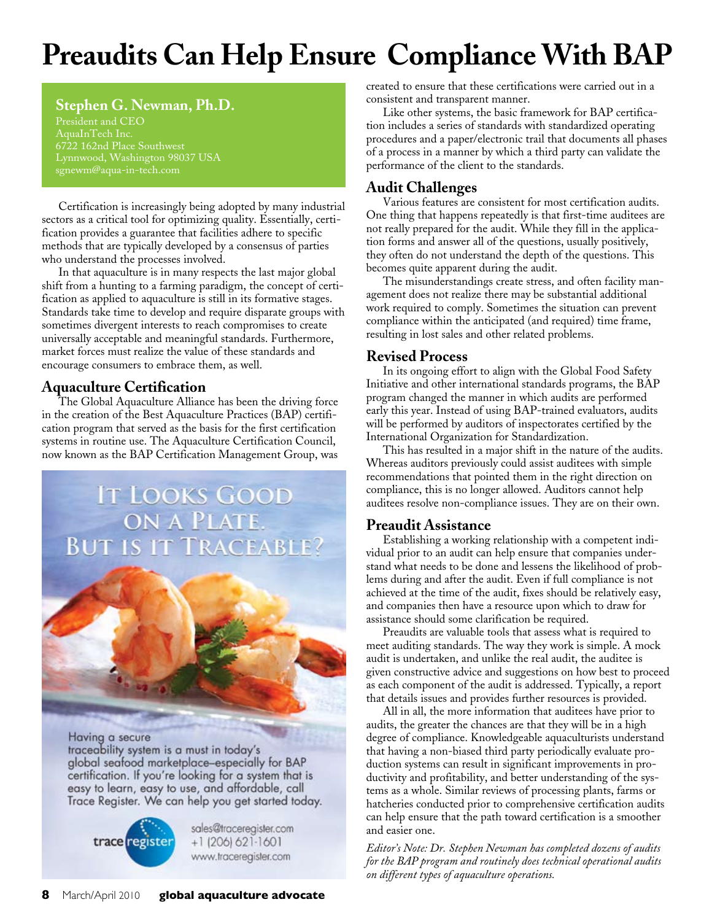# Preaudits Can Help Ensure Compliance With BAP

**Stephen G. Newman, Ph.D.**
President and CEO
AquaInTech Inc.
6722 162nd Place Southwest
Lynnwood, Washington 98037 USA
sgnewm@aqua-in-tech.com

Certification is increasingly being adopted by many industrial sectors as a critical tool for optimizing quality. Essentially, certification provides a guarantee that facilities adhere to specific methods that are typically developed by a consensus of parties who understand the processes involved.

In that aquaculture is in many respects the last major global shift from a hunting to a farming paradigm, the concept of certification as applied to aquaculture is still in its formative stages. Standards take time to develop and require disparate groups with sometimes divergent interests to reach compromises to create universally acceptable and meaningful standards. Furthermore, market forces must realize the value of these standards and encourage consumers to embrace them, as well.

## Aquaculture Certification

The Global Aquaculture Alliance has been the driving force in the creation of the Best Aquaculture Practices (BAP) certification program that served as the basis for the first certification systems in routine use. The Aquaculture Certification Council, now known as the BAP Certification Management Group, was created to ensure that these certifications were carried out in a consistent and transparent manner.

Like other systems, the basic framework for BAP certification includes a series of standards with standardized operating procedures and a paper/electronic trail that documents all phases of a process in a manner by which a third party can validate the performance of the client to the standards.

## Audit Challenges

Various features are consistent for most certification audits. One thing that happens repeatedly is that first-time auditees are not really prepared for the audit. While they fill in the application forms and answer all of the questions, usually positively, they often do not understand the depth of the questions. This becomes quite apparent during the audit.

The misunderstandings create stress, and often facility management does not realize there may be substantial additional work required to comply. Sometimes the situation can prevent compliance within the anticipated (and required) time frame, resulting in lost sales and other related problems.

## Revised Process

In its ongoing effort to align with the Global Food Safety Initiative and other international standards programs, the BAP program changed the manner in which audits are performed early this year. Instead of using BAP-trained evaluators, audits will be performed by auditors of inspectorates certified by the International Organization for Standardization.

This has resulted in a major shift in the nature of the audits. Whereas auditors previously could assist auditees with simple recommendations that pointed them in the right direction on compliance, this is no longer allowed. Auditors cannot help auditees resolve non-compliance issues. They are on their own.

## Preaudit Assistance

Establishing a working relationship with a competent individual prior to an audit can help ensure that companies understand what needs to be done and lessens the likelihood of problems during and after the audit. Even if full compliance is not achieved at the time of the audit, fixes should be relatively easy, and companies then have a resource upon which to draw for assistance should some clarification be required.

Preaudits are valuable tools that assess what is required to meet auditing standards. The way they work is simple. A mock audit is undertaken, and unlike the real audit, the auditee is given constructive advice and suggestions on how best to proceed as each component of the audit is addressed. Typically, a report that details issues and provides further resources is provided.

All in all, the more information that auditees have prior to audits, the greater the chances are that they will be in a high degree of compliance. Knowledgeable aquaculturists understand that having a non-biased third party periodically evaluate production systems can result in significant improvements in productivity and profitability, and better understanding of the systems as a whole. Similar reviews of processing plants, farms or hatcheries conducted prior to comprehensive certification audits can help ensure that the path toward certification is a smoother and easier one.

*Editor's Note: Dr. Stephen Newman has completed dozens of audits for the BAP program and routinely does technical operational audits on different types of aquaculture operations.*

IT LOOKS GOOD ON A PLATE. BUT IS IT TRACEABLE?

Having a secure traceability system is a must in today's global seafood marketplace–especially for BAP certification. If you're looking for a system that is easy to learn, easy to use, and affordable, call Trace Register. We can help you get started today.

trace register
sales@traceregister.com
+1 (206) 621-1601
www.traceregister.com